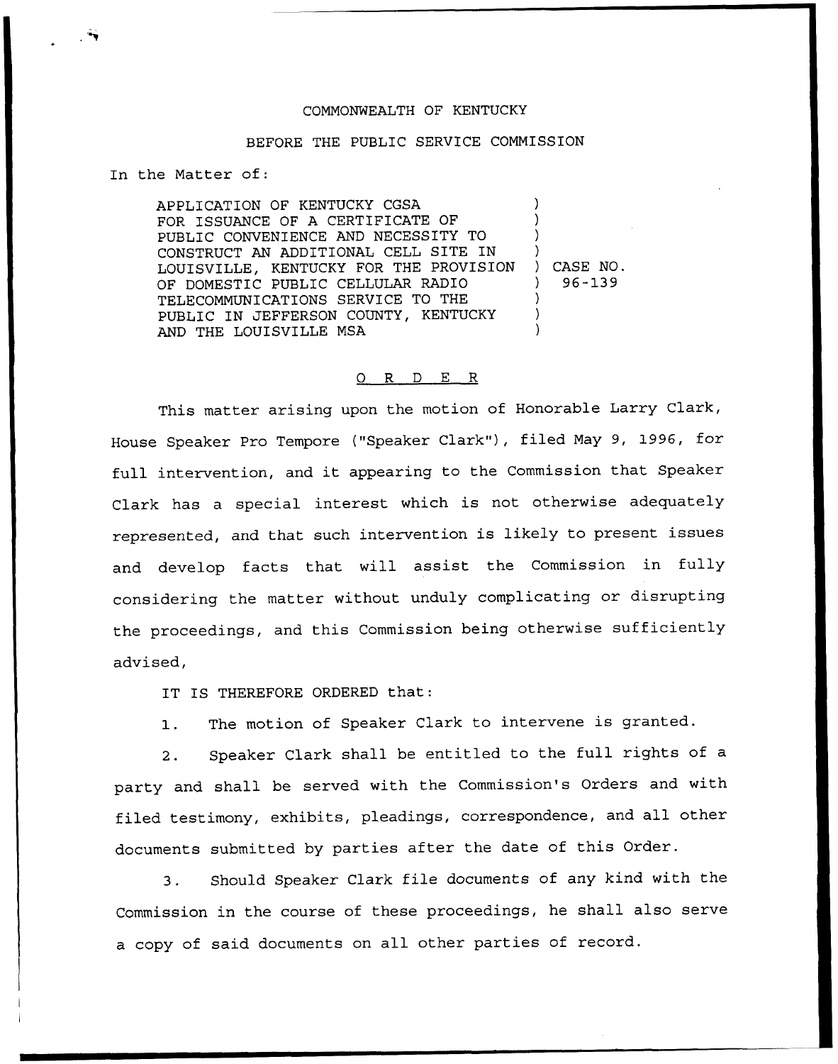COMMONWEALTH OF KENTUCKY

BEFORE THE PUBLIC SERVICE COMMISSION

In the Matter of:

| | |
|---|---|
| APPLICATION OF KENTUCKY CGSA FOR ISSUANCE OF A CERTIFICATE OF PUBLIC CONVENIENCE AND NECESSITY TO CONSTRUCT AN ADDITIONAL CELL SITE IN LOUISVILLE, KENTUCKY FOR THE PROVISION OF DOMESTIC PUBLIC CELLULAR RADIO TELECOMMUNICATIONS SERVICE TO THE PUBLIC IN JEFFERSON COUNTY, KENTUCKY AND THE LOUISVILLE MSA | ) CASE NO. 96-139 |

# O R D E R

This matter arising upon the motion of Honorable Larry Clark, House Speaker Pro Tempore ("Speaker Clark"), filed May 9, 1996, for full intervention, and it appearing to the Commission that Speaker Clark has a special interest which is not otherwise adequately represented, and that such intervention is likely to present issues and develop facts that will assist the Commission in fully considering the matter without unduly complicating or disrupting the proceedings, and this Commission being otherwise sufficiently advised,

IT IS THEREFORE ORDERED that:

1. The motion of Speaker Clark to intervene is granted.

2. Speaker Clark shall be entitled to the full rights of a party and shall be served with the Commission's Orders and with filed testimony, exhibits, pleadings, correspondence, and all other documents submitted by parties after the date of this Order.

3. Should Speaker Clark file documents of any kind with the Commission in the course of these proceedings, he shall also serve a copy of said documents on all other parties of record.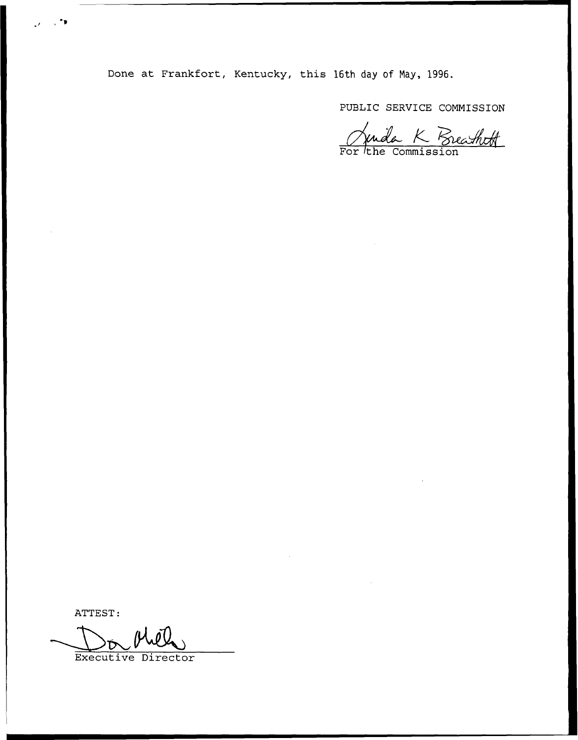Done at Frankfort, Kentucky, this 16th day of May, 1996.

PUBLIC SERVICE COMMISSION

For the Commission

ATTEST:

Executive Director